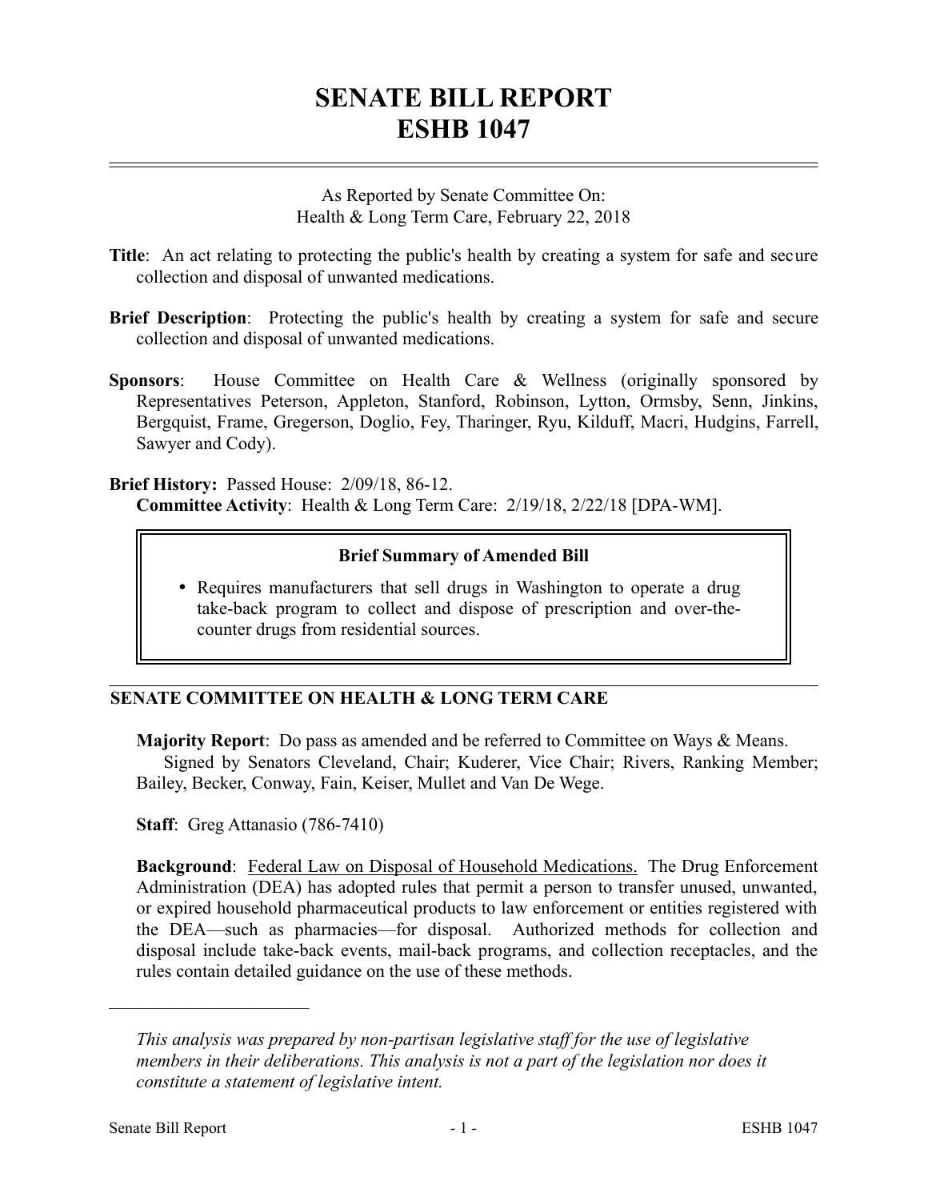# SENATE BILL REPORT
# ESHB 1047

As Reported by Senate Committee On:
Health & Long Term Care, February 22, 2018

**Title**: An act relating to protecting the public's health by creating a system for safe and secure collection and disposal of unwanted medications.

**Brief Description**: Protecting the public's health by creating a system for safe and secure collection and disposal of unwanted medications.

**Sponsors**: House Committee on Health Care & Wellness (originally sponsored by Representatives Peterson, Appleton, Stanford, Robinson, Lytton, Ormsby, Senn, Jinkins, Bergquist, Frame, Gregerson, Doglio, Fey, Tharinger, Ryu, Kilduff, Macri, Hudgins, Farrell, Sawyer and Cody).

**Brief History:** Passed House: 2/09/18, 86-12.
**Committee Activity**: Health & Long Term Care: 2/19/18, 2/22/18 [DPA-WM].

### Brief Summary of Amended Bill

- Requires manufacturers that sell drugs in Washington to operate a drug take-back program to collect and dispose of prescription and over-the-counter drugs from residential sources.

## SENATE COMMITTEE ON HEALTH & LONG TERM CARE

**Majority Report**: Do pass as amended and be referred to Committee on Ways & Means.
Signed by Senators Cleveland, Chair; Kuderer, Vice Chair; Rivers, Ranking Member; Bailey, Becker, Conway, Fain, Keiser, Mullet and Van De Wege.

**Staff**: Greg Attanasio (786-7410)

**Background**: Federal Law on Disposal of Household Medications. The Drug Enforcement Administration (DEA) has adopted rules that permit a person to transfer unused, unwanted, or expired household pharmaceutical products to law enforcement or entities registered with the DEA—such as pharmacies—for disposal. Authorized methods for collection and disposal include take-back events, mail-back programs, and collection receptacles, and the rules contain detailed guidance on the use of these methods.

---

*This analysis was prepared by non-partisan legislative staff for the use of legislative members in their deliberations. This analysis is not a part of the legislation nor does it constitute a statement of legislative intent.*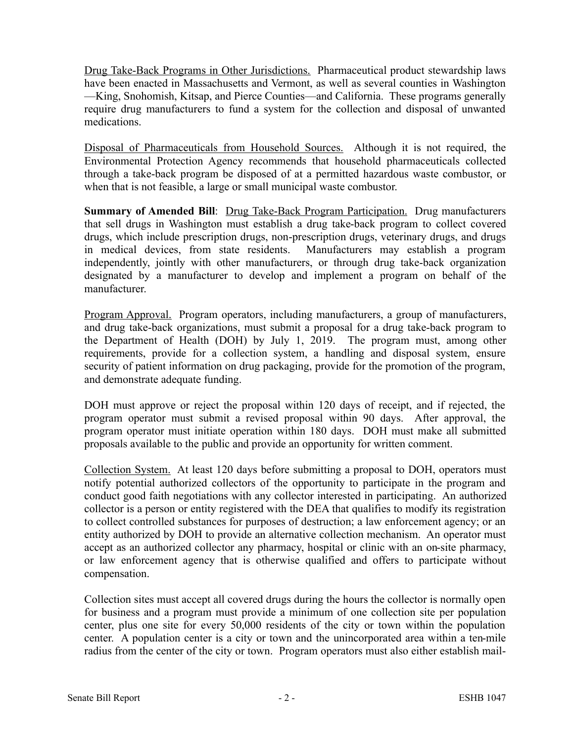Drug Take-Back Programs in Other Jurisdictions. Pharmaceutical product stewardship laws have been enacted in Massachusetts and Vermont, as well as several counties in Washington —King, Snohomish, Kitsap, and Pierce Counties—and California. These programs generally require drug manufacturers to fund a system for the collection and disposal of unwanted medications.

Disposal of Pharmaceuticals from Household Sources. Although it is not required, the Environmental Protection Agency recommends that household pharmaceuticals collected through a take-back program be disposed of at a permitted hazardous waste combustor, or when that is not feasible, a large or small municipal waste combustor.

**Summary of Amended Bill**: Drug Take-Back Program Participation. Drug manufacturers that sell drugs in Washington must establish a drug take-back program to collect covered drugs, which include prescription drugs, non-prescription drugs, veterinary drugs, and drugs in medical devices, from state residents. Manufacturers may establish a program independently, jointly with other manufacturers, or through drug take-back organization designated by a manufacturer to develop and implement a program on behalf of the manufacturer.

Program Approval. Program operators, including manufacturers, a group of manufacturers, and drug take-back organizations, must submit a proposal for a drug take-back program to the Department of Health (DOH) by July 1, 2019. The program must, among other requirements, provide for a collection system, a handling and disposal system, ensure security of patient information on drug packaging, provide for the promotion of the program, and demonstrate adequate funding.

DOH must approve or reject the proposal within 120 days of receipt, and if rejected, the program operator must submit a revised proposal within 90 days. After approval, the program operator must initiate operation within 180 days. DOH must make all submitted proposals available to the public and provide an opportunity for written comment.

Collection System. At least 120 days before submitting a proposal to DOH, operators must notify potential authorized collectors of the opportunity to participate in the program and conduct good faith negotiations with any collector interested in participating. An authorized collector is a person or entity registered with the DEA that qualifies to modify its registration to collect controlled substances for purposes of destruction; a law enforcement agency; or an entity authorized by DOH to provide an alternative collection mechanism. An operator must accept as an authorized collector any pharmacy, hospital or clinic with an on-site pharmacy, or law enforcement agency that is otherwise qualified and offers to participate without compensation.

Collection sites must accept all covered drugs during the hours the collector is normally open for business and a program must provide a minimum of one collection site per population center, plus one site for every 50,000 residents of the city or town within the population center. A population center is a city or town and the unincorporated area within a ten-mile radius from the center of the city or town. Program operators must also either establish mail-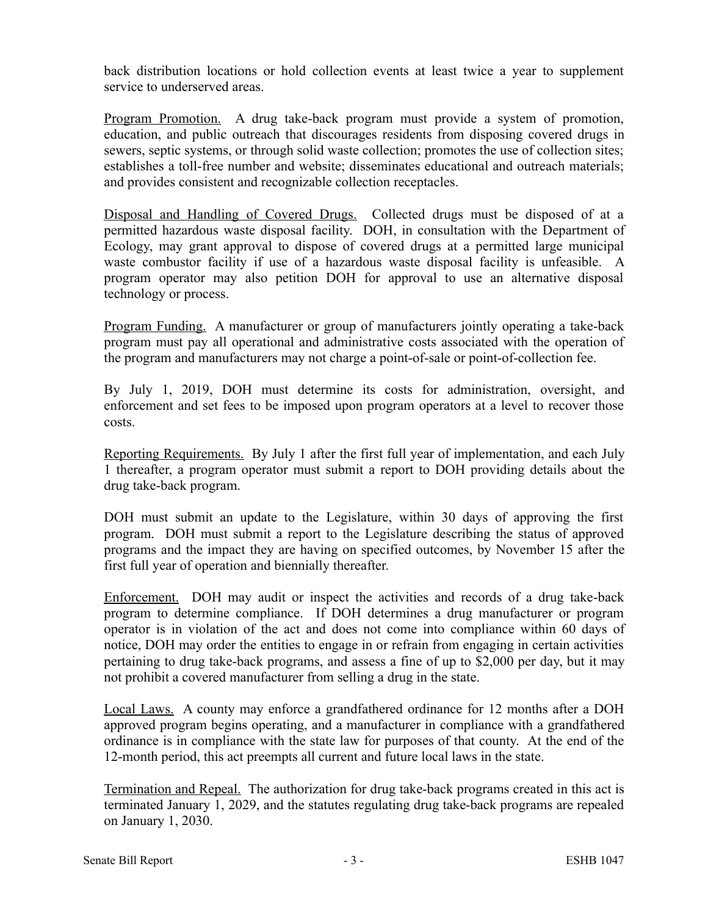back distribution locations or hold collection events at least twice a year to supplement service to underserved areas.

Program Promotion. A drug take-back program must provide a system of promotion, education, and public outreach that discourages residents from disposing covered drugs in sewers, septic systems, or through solid waste collection; promotes the use of collection sites; establishes a toll-free number and website; disseminates educational and outreach materials; and provides consistent and recognizable collection receptacles.

Disposal and Handling of Covered Drugs. Collected drugs must be disposed of at a permitted hazardous waste disposal facility. DOH, in consultation with the Department of Ecology, may grant approval to dispose of covered drugs at a permitted large municipal waste combustor facility if use of a hazardous waste disposal facility is unfeasible. A program operator may also petition DOH for approval to use an alternative disposal technology or process.

Program Funding. A manufacturer or group of manufacturers jointly operating a take-back program must pay all operational and administrative costs associated with the operation of the program and manufacturers may not charge a point-of-sale or point-of-collection fee.

By July 1, 2019, DOH must determine its costs for administration, oversight, and enforcement and set fees to be imposed upon program operators at a level to recover those costs.

Reporting Requirements. By July 1 after the first full year of implementation, and each July 1 thereafter, a program operator must submit a report to DOH providing details about the drug take-back program.

DOH must submit an update to the Legislature, within 30 days of approving the first program. DOH must submit a report to the Legislature describing the status of approved programs and the impact they are having on specified outcomes, by November 15 after the first full year of operation and biennially thereafter.

Enforcement. DOH may audit or inspect the activities and records of a drug take-back program to determine compliance. If DOH determines a drug manufacturer or program operator is in violation of the act and does not come into compliance within 60 days of notice, DOH may order the entities to engage in or refrain from engaging in certain activities pertaining to drug take-back programs, and assess a fine of up to $2,000 per day, but it may not prohibit a covered manufacturer from selling a drug in the state.

Local Laws. A county may enforce a grandfathered ordinance for 12 months after a DOH approved program begins operating, and a manufacturer in compliance with a grandfathered ordinance is in compliance with the state law for purposes of that county. At the end of the 12-month period, this act preempts all current and future local laws in the state.

Termination and Repeal. The authorization for drug take-back programs created in this act is terminated January 1, 2029, and the statutes regulating drug take-back programs are repealed on January 1, 2030.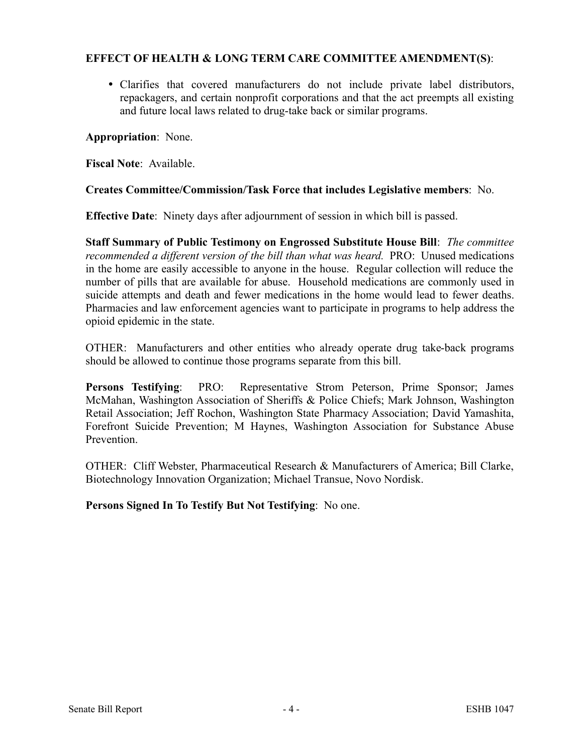**EFFECT OF HEALTH & LONG TERM CARE COMMITTEE AMENDMENT(S)**:

- Clarifies that covered manufacturers do not include private label distributors, repackagers, and certain nonprofit corporations and that the act preempts all existing and future local laws related to drug-take back or similar programs.

**Appropriation**: None.

**Fiscal Note**: Available.

**Creates Committee/Commission/Task Force that includes Legislative members**: No.

**Effective Date**: Ninety days after adjournment of session in which bill is passed.

**Staff Summary of Public Testimony on Engrossed Substitute House Bill**: *The committee recommended a different version of the bill than what was heard.* PRO: Unused medications in the home are easily accessible to anyone in the house. Regular collection will reduce the number of pills that are available for abuse. Household medications are commonly used in suicide attempts and death and fewer medications in the home would lead to fewer deaths. Pharmacies and law enforcement agencies want to participate in programs to help address the opioid epidemic in the state.

OTHER: Manufacturers and other entities who already operate drug take-back programs should be allowed to continue those programs separate from this bill.

**Persons Testifying**: PRO: Representative Strom Peterson, Prime Sponsor; James McMahan, Washington Association of Sheriffs & Police Chiefs; Mark Johnson, Washington Retail Association; Jeff Rochon, Washington State Pharmacy Association; David Yamashita, Forefront Suicide Prevention; M Haynes, Washington Association for Substance Abuse Prevention.

OTHER: Cliff Webster, Pharmaceutical Research & Manufacturers of America; Bill Clarke, Biotechnology Innovation Organization; Michael Transue, Novo Nordisk.

**Persons Signed In To Testify But Not Testifying**: No one.